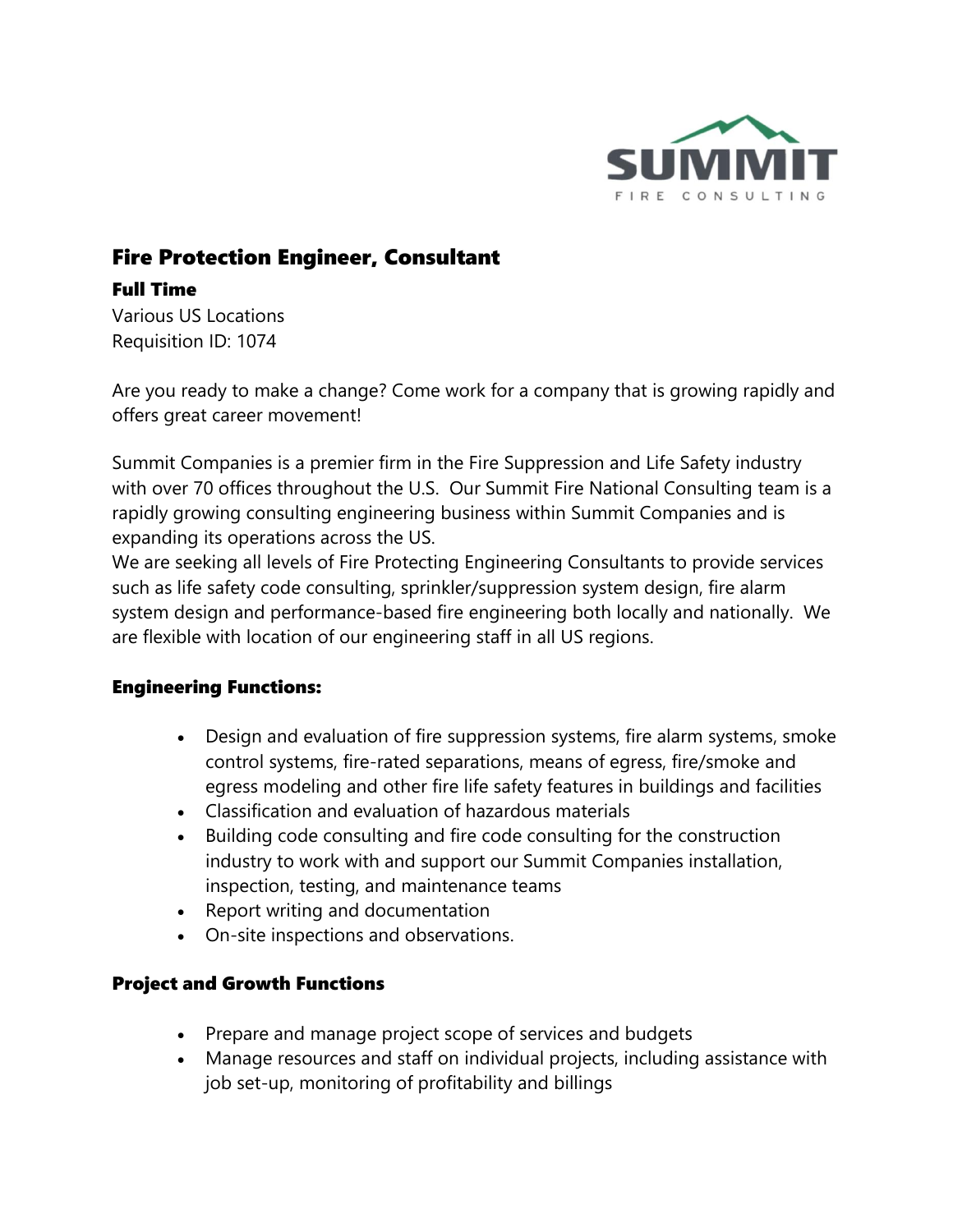SUMMIT

FIRE CONSULTING

# Fire Protection Engineer, Consultant

**Full Time**

Various US Locations

Requisition ID: 1074

Are you ready to make a change? Come work for a company that is growing rapidly and offers great career movement!

Summit Companies is a premier firm in the Fire Suppression and Life Safety industry with over 70 offices throughout the U.S. Our Summit Fire National Consulting team is a rapidly growing consulting engineering business within Summit Companies and is expanding its operations across the US.

We are seeking all levels of Fire Protecting Engineering Consultants to provide services such as life safety code consulting, sprinkler/suppression system design, fire alarm system design and performance-based fire engineering both locally and nationally. We are flexible with location of our engineering staff in all US regions.

## Engineering Functions:

- Design and evaluation of fire suppression systems, fire alarm systems, smoke control systems, fire-rated separations, means of egress, fire/smoke and egress modeling and other fire life safety features in buildings and facilities
- Classification and evaluation of hazardous materials
- Building code consulting and fire code consulting for the construction industry to work with and support our Summit Companies installation, inspection, testing, and maintenance teams
- Report writing and documentation
- On-site inspections and observations.

## Project and Growth Functions

- Prepare and manage project scope of services and budgets
- Manage resources and staff on individual projects, including assistance with job set-up, monitoring of profitability and billings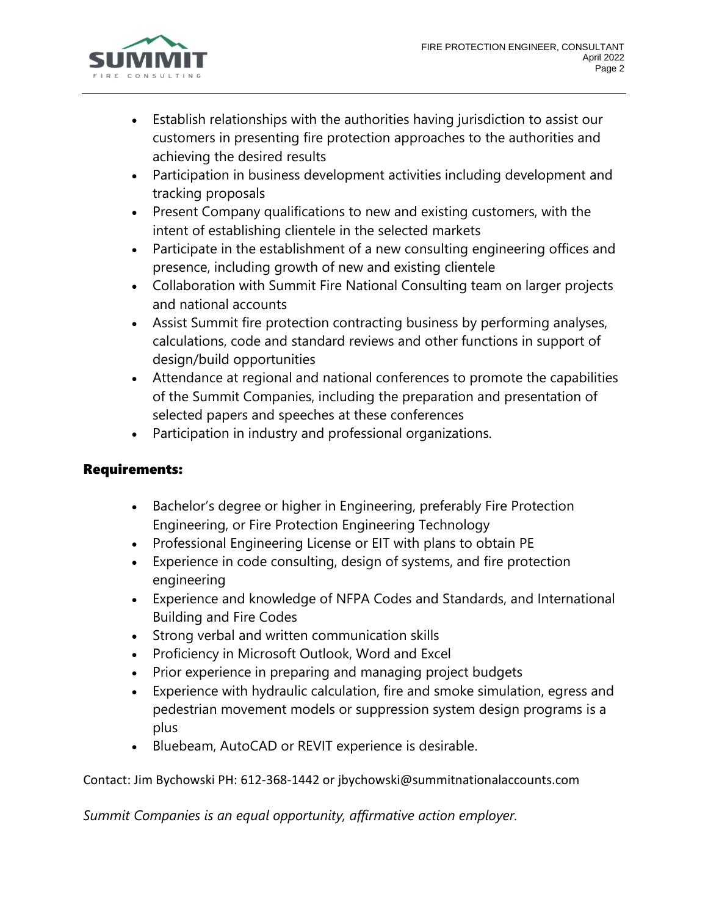- Establish relationships with the authorities having jurisdiction to assist our customers in presenting fire protection approaches to the authorities and achieving the desired results
- Participation in business development activities including development and tracking proposals
- Present Company qualifications to new and existing customers, with the intent of establishing clientele in the selected markets
- Participate in the establishment of a new consulting engineering offices and presence, including growth of new and existing clientele
- Collaboration with Summit Fire National Consulting team on larger projects and national accounts
- Assist Summit fire protection contracting business by performing analyses, calculations, code and standard reviews and other functions in support of design/build opportunities
- Attendance at regional and national conferences to promote the capabilities of the Summit Companies, including the preparation and presentation of selected papers and speeches at these conferences
- Participation in industry and professional organizations.

## Requirements:

- Bachelor's degree or higher in Engineering, preferably Fire Protection Engineering, or Fire Protection Engineering Technology
- Professional Engineering License or EIT with plans to obtain PE
- Experience in code consulting, design of systems, and fire protection engineering
- Experience and knowledge of NFPA Codes and Standards, and International Building and Fire Codes
- Strong verbal and written communication skills
- Proficiency in Microsoft Outlook, Word and Excel
- Prior experience in preparing and managing project budgets
- Experience with hydraulic calculation, fire and smoke simulation, egress and pedestrian movement models or suppression system design programs is a plus
- Bluebeam, AutoCAD or REVIT experience is desirable.

Contact: Jim Bychowski PH: 612-368-1442 or jbychowski@summitnationalaccounts.com

*Summit Companies is an equal opportunity, affirmative action employer.*